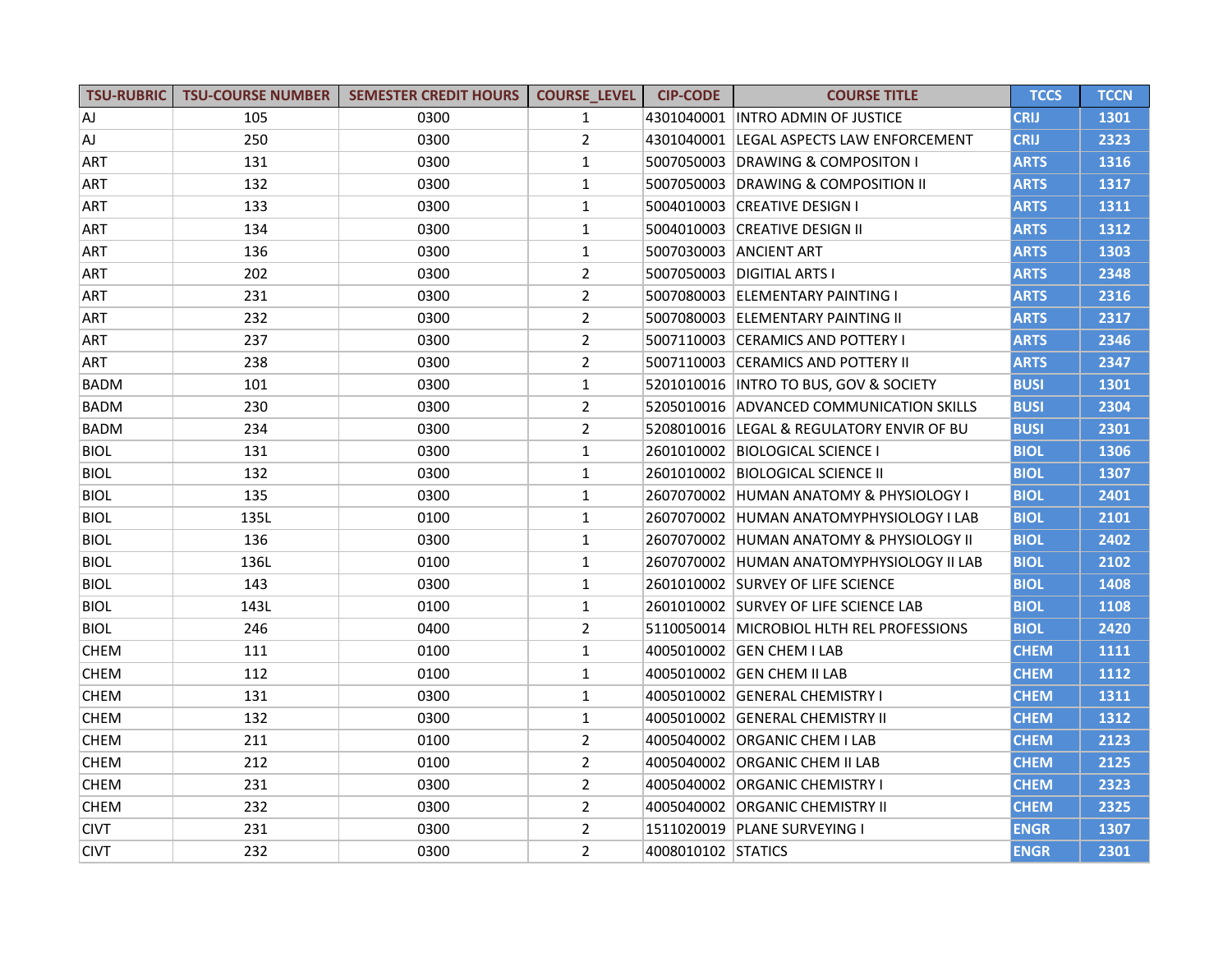| TSU-RUBRIC | TSU-COURSE NUMBER | SEMESTER CREDIT HOURS | COURSE_LEVEL | CIP-CODE | COURSE TITLE | TCCS | TCCN |
|---|---|---|---|---|---|---|---|
| AJ | 105 | 0300 | 1 | 4301040001 | INTRO ADMIN OF JUSTICE | CRIJ | 1301 |
| AJ | 250 | 0300 | 2 | 4301040001 | LEGAL ASPECTS LAW ENFORCEMENT | CRIJ | 2323 |
| ART | 131 | 0300 | 1 | 5007050003 | DRAWING & COMPOSITON I | ARTS | 1316 |
| ART | 132 | 0300 | 1 | 5007050003 | DRAWING & COMPOSITION II | ARTS | 1317 |
| ART | 133 | 0300 | 1 | 5004010003 | CREATIVE DESIGN I | ARTS | 1311 |
| ART | 134 | 0300 | 1 | 5004010003 | CREATIVE DESIGN II | ARTS | 1312 |
| ART | 136 | 0300 | 1 | 5007030003 | ANCIENT ART | ARTS | 1303 |
| ART | 202 | 0300 | 2 | 5007050003 | DIGITIAL ARTS I | ARTS | 2348 |
| ART | 231 | 0300 | 2 | 5007080003 | ELEMENTARY PAINTING I | ARTS | 2316 |
| ART | 232 | 0300 | 2 | 5007080003 | ELEMENTARY PAINTING II | ARTS | 2317 |
| ART | 237 | 0300 | 2 | 5007110003 | CERAMICS AND POTTERY I | ARTS | 2346 |
| ART | 238 | 0300 | 2 | 5007110003 | CERAMICS AND POTTERY II | ARTS | 2347 |
| BADM | 101 | 0300 | 1 | 5201010016 | INTRO TO BUS, GOV & SOCIETY | BUSI | 1301 |
| BADM | 230 | 0300 | 2 | 5205010016 | ADVANCED COMMUNICATION SKILLS | BUSI | 2304 |
| BADM | 234 | 0300 | 2 | 5208010016 | LEGAL & REGULATORY ENVIR OF BU | BUSI | 2301 |
| BIOL | 131 | 0300 | 1 | 2601010002 | BIOLOGICAL SCIENCE I | BIOL | 1306 |
| BIOL | 132 | 0300 | 1 | 2601010002 | BIOLOGICAL SCIENCE II | BIOL | 1307 |
| BIOL | 135 | 0300 | 1 | 2607070002 | HUMAN ANATOMY & PHYSIOLOGY I | BIOL | 2401 |
| BIOL | 135L | 0100 | 1 | 2607070002 | HUMAN ANATOMYPHYSIOLOGY I LAB | BIOL | 2101 |
| BIOL | 136 | 0300 | 1 | 2607070002 | HUMAN ANATOMY & PHYSIOLOGY II | BIOL | 2402 |
| BIOL | 136L | 0100 | 1 | 2607070002 | HUMAN ANATOMYPHYSIOLOGY II LAB | BIOL | 2102 |
| BIOL | 143 | 0300 | 1 | 2601010002 | SURVEY OF LIFE SCIENCE | BIOL | 1408 |
| BIOL | 143L | 0100 | 1 | 2601010002 | SURVEY OF LIFE SCIENCE LAB | BIOL | 1108 |
| BIOL | 246 | 0400 | 2 | 5110050014 | MICROBIOL HLTH REL PROFESSIONS | BIOL | 2420 |
| CHEM | 111 | 0100 | 1 | 4005010002 | GEN CHEM I LAB | CHEM | 1111 |
| CHEM | 112 | 0100 | 1 | 4005010002 | GEN CHEM II LAB | CHEM | 1112 |
| CHEM | 131 | 0300 | 1 | 4005010002 | GENERAL CHEMISTRY I | CHEM | 1311 |
| CHEM | 132 | 0300 | 1 | 4005010002 | GENERAL CHEMISTRY II | CHEM | 1312 |
| CHEM | 211 | 0100 | 2 | 4005040002 | ORGANIC CHEM I LAB | CHEM | 2123 |
| CHEM | 212 | 0100 | 2 | 4005040002 | ORGANIC CHEM II LAB | CHEM | 2125 |
| CHEM | 231 | 0300 | 2 | 4005040002 | ORGANIC CHEMISTRY I | CHEM | 2323 |
| CHEM | 232 | 0300 | 2 | 4005040002 | ORGANIC CHEMISTRY II | CHEM | 2325 |
| CIVT | 231 | 0300 | 2 | 1511020019 | PLANE SURVEYING I | ENGR | 1307 |
| CIVT | 232 | 0300 | 2 | 4008010102 | STATICS | ENGR | 2301 |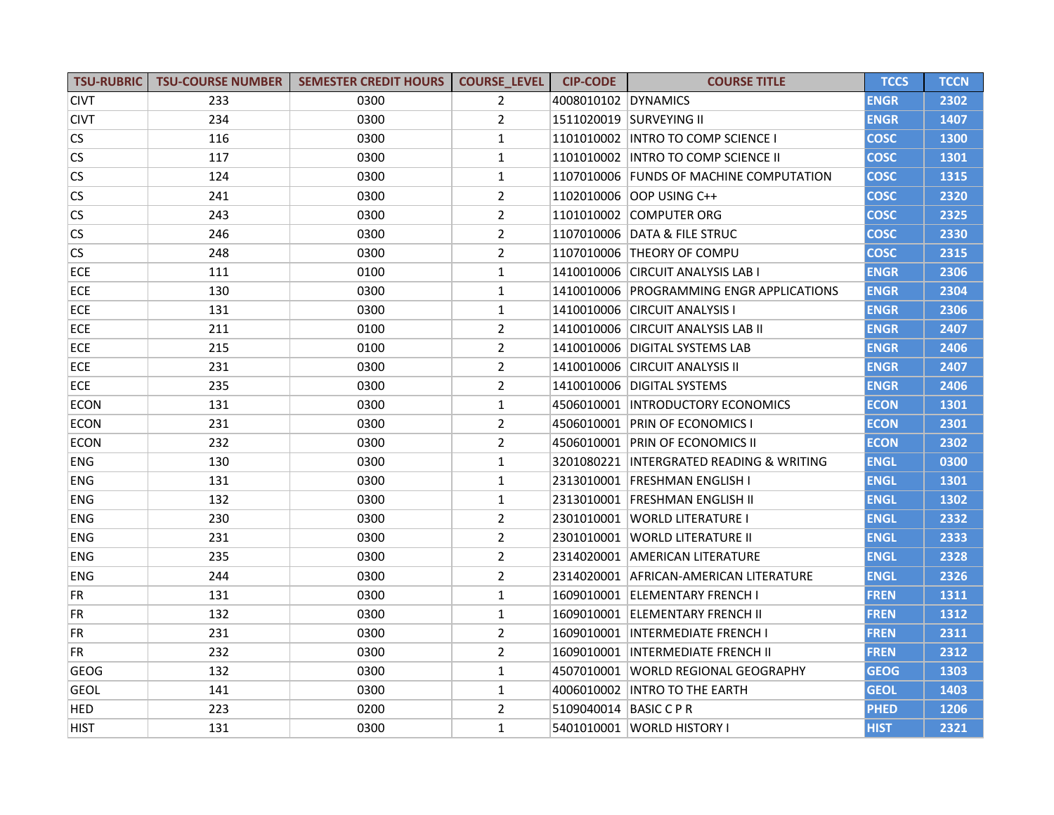| TSU-RUBRIC | TSU-COURSE NUMBER | SEMESTER CREDIT HOURS | COURSE_LEVEL | CIP-CODE | COURSE TITLE | TCCS | TCCN |
|---|---|---|---|---|---|---|---|
| CIVT | 233 | 0300 | 2 | 4008010102 | DYNAMICS | ENGR | 2302 |
| CIVT | 234 | 0300 | 2 | 1511020019 | SURVEYING II | ENGR | 1407 |
| CS | 116 | 0300 | 1 | 1101010002 | INTRO TO COMP SCIENCE I | COSC | 1300 |
| CS | 117 | 0300 | 1 | 1101010002 | INTRO TO COMP SCIENCE II | COSC | 1301 |
| CS | 124 | 0300 | 1 | 1107010006 | FUNDS OF MACHINE COMPUTATION | COSC | 1315 |
| CS | 241 | 0300 | 2 | 1102010006 | OOP USING C++ | COSC | 2320 |
| CS | 243 | 0300 | 2 | 1101010002 | COMPUTER ORG | COSC | 2325 |
| CS | 246 | 0300 | 2 | 1107010006 | DATA & FILE STRUC | COSC | 2330 |
| CS | 248 | 0300 | 2 | 1107010006 | THEORY OF COMPU | COSC | 2315 |
| ECE | 111 | 0100 | 1 | 1410010006 | CIRCUIT ANALYSIS LAB I | ENGR | 2306 |
| ECE | 130 | 0300 | 1 | 1410010006 | PROGRAMMING ENGR APPLICATIONS | ENGR | 2304 |
| ECE | 131 | 0300 | 1 | 1410010006 | CIRCUIT ANALYSIS I | ENGR | 2306 |
| ECE | 211 | 0100 | 2 | 1410010006 | CIRCUIT ANALYSIS LAB II | ENGR | 2407 |
| ECE | 215 | 0100 | 2 | 1410010006 | DIGITAL SYSTEMS LAB | ENGR | 2406 |
| ECE | 231 | 0300 | 2 | 1410010006 | CIRCUIT ANALYSIS II | ENGR | 2407 |
| ECE | 235 | 0300 | 2 | 1410010006 | DIGITAL SYSTEMS | ENGR | 2406 |
| ECON | 131 | 0300 | 1 | 4506010001 | INTRODUCTORY ECONOMICS | ECON | 1301 |
| ECON | 231 | 0300 | 2 | 4506010001 | PRIN OF ECONOMICS I | ECON | 2301 |
| ECON | 232 | 0300 | 2 | 4506010001 | PRIN OF ECONOMICS II | ECON | 2302 |
| ENG | 130 | 0300 | 1 | 3201080221 | INTERGRATED READING & WRITING | ENGL | 0300 |
| ENG | 131 | 0300 | 1 | 2313010001 | FRESHMAN ENGLISH I | ENGL | 1301 |
| ENG | 132 | 0300 | 1 | 2313010001 | FRESHMAN ENGLISH II | ENGL | 1302 |
| ENG | 230 | 0300 | 2 | 2301010001 | WORLD LITERATURE I | ENGL | 2332 |
| ENG | 231 | 0300 | 2 | 2301010001 | WORLD LITERATURE II | ENGL | 2333 |
| ENG | 235 | 0300 | 2 | 2314020001 | AMERICAN LITERATURE | ENGL | 2328 |
| ENG | 244 | 0300 | 2 | 2314020001 | AFRICAN-AMERICAN LITERATURE | ENGL | 2326 |
| FR | 131 | 0300 | 1 | 1609010001 | ELEMENTARY FRENCH I | FREN | 1311 |
| FR | 132 | 0300 | 1 | 1609010001 | ELEMENTARY FRENCH II | FREN | 1312 |
| FR | 231 | 0300 | 2 | 1609010001 | INTERMEDIATE FRENCH I | FREN | 2311 |
| FR | 232 | 0300 | 2 | 1609010001 | INTERMEDIATE FRENCH II | FREN | 2312 |
| GEOG | 132 | 0300 | 1 | 4507010001 | WORLD REGIONAL GEOGRAPHY | GEOG | 1303 |
| GEOL | 141 | 0300 | 1 | 4006010002 | INTRO TO THE EARTH | GEOL | 1403 |
| HED | 223 | 0200 | 2 | 5109040014 | BASIC C P R | PHED | 1206 |
| HIST | 131 | 0300 | 1 | 5401010001 | WORLD HISTORY I | HIST | 2321 |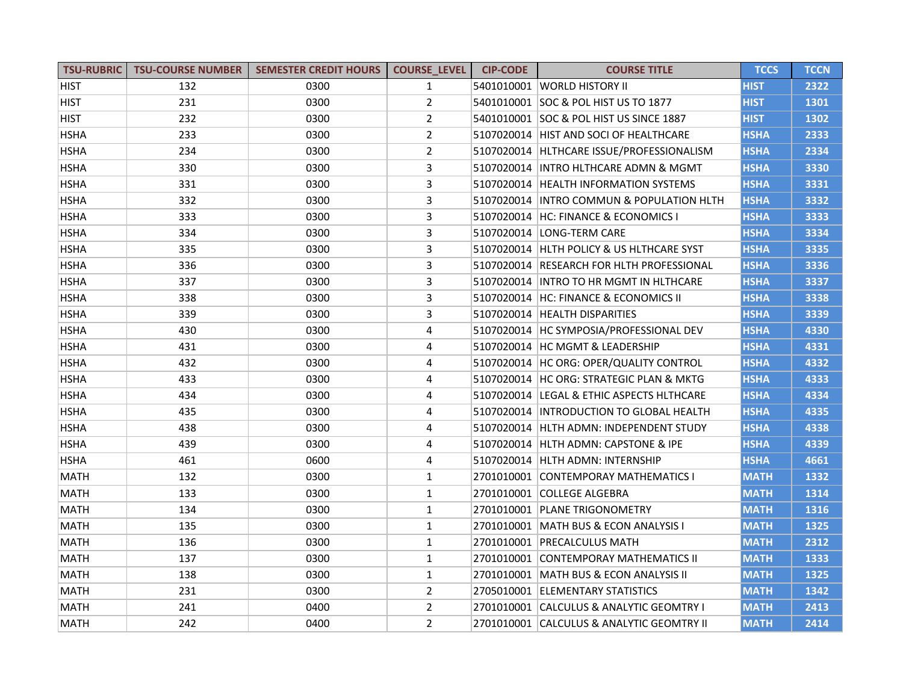| TSU-RUBRIC | TSU-COURSE NUMBER | SEMESTER CREDIT HOURS | COURSE_LEVEL | CIP-CODE | COURSE TITLE | TCCS | TCCN |
|---|---|---|---|---|---|---|---|
| HIST | 132 | 0300 | 1 | 5401010001 | WORLD HISTORY II | HIST | 2322 |
| HIST | 231 | 0300 | 2 | 5401010001 | SOC & POL HIST US TO 1877 | HIST | 1301 |
| HIST | 232 | 0300 | 2 | 5401010001 | SOC & POL HIST US SINCE 1887 | HIST | 1302 |
| HSHA | 233 | 0300 | 2 | 5107020014 | HIST AND SOCI OF HEALTHCARE | HSHA | 2333 |
| HSHA | 234 | 0300 | 2 | 5107020014 | HLTHCARE ISSUE/PROFESSIONALISM | HSHA | 2334 |
| HSHA | 330 | 0300 | 3 | 5107020014 | INTRO HLTHCARE ADMN & MGMT | HSHA | 3330 |
| HSHA | 331 | 0300 | 3 | 5107020014 | HEALTH INFORMATION SYSTEMS | HSHA | 3331 |
| HSHA | 332 | 0300 | 3 | 5107020014 | INTRO COMMUN & POPULATION HLTH | HSHA | 3332 |
| HSHA | 333 | 0300 | 3 | 5107020014 | HC: FINANCE & ECONOMICS I | HSHA | 3333 |
| HSHA | 334 | 0300 | 3 | 5107020014 | LONG-TERM CARE | HSHA | 3334 |
| HSHA | 335 | 0300 | 3 | 5107020014 | HLTH POLICY & US HLTHCARE SYST | HSHA | 3335 |
| HSHA | 336 | 0300 | 3 | 5107020014 | RESEARCH FOR HLTH PROFESSIONAL | HSHA | 3336 |
| HSHA | 337 | 0300 | 3 | 5107020014 | INTRO TO HR MGMT IN HLTHCARE | HSHA | 3337 |
| HSHA | 338 | 0300 | 3 | 5107020014 | HC: FINANCE & ECONOMICS II | HSHA | 3338 |
| HSHA | 339 | 0300 | 3 | 5107020014 | HEALTH DISPARITIES | HSHA | 3339 |
| HSHA | 430 | 0300 | 4 | 5107020014 | HC SYMPOSIA/PROFESSIONAL DEV | HSHA | 4330 |
| HSHA | 431 | 0300 | 4 | 5107020014 | HC MGMT & LEADERSHIP | HSHA | 4331 |
| HSHA | 432 | 0300 | 4 | 5107020014 | HC ORG: OPER/QUALITY CONTROL | HSHA | 4332 |
| HSHA | 433 | 0300 | 4 | 5107020014 | HC ORG: STRATEGIC PLAN & MKTG | HSHA | 4333 |
| HSHA | 434 | 0300 | 4 | 5107020014 | LEGAL & ETHIC ASPECTS HLTHCARE | HSHA | 4334 |
| HSHA | 435 | 0300 | 4 | 5107020014 | INTRODUCTION TO GLOBAL HEALTH | HSHA | 4335 |
| HSHA | 438 | 0300 | 4 | 5107020014 | HLTH ADMN: INDEPENDENT STUDY | HSHA | 4338 |
| HSHA | 439 | 0300 | 4 | 5107020014 | HLTH ADMN: CAPSTONE & IPE | HSHA | 4339 |
| HSHA | 461 | 0600 | 4 | 5107020014 | HLTH ADMN: INTERNSHIP | HSHA | 4661 |
| MATH | 132 | 0300 | 1 | 2701010001 | CONTEMPORAY MATHEMATICS I | MATH | 1332 |
| MATH | 133 | 0300 | 1 | 2701010001 | COLLEGE ALGEBRA | MATH | 1314 |
| MATH | 134 | 0300 | 1 | 2701010001 | PLANE TRIGONOMETRY | MATH | 1316 |
| MATH | 135 | 0300 | 1 | 2701010001 | MATH BUS & ECON ANALYSIS I | MATH | 1325 |
| MATH | 136 | 0300 | 1 | 2701010001 | PRECALCULUS MATH | MATH | 2312 |
| MATH | 137 | 0300 | 1 | 2701010001 | CONTEMPORAY MATHEMATICS II | MATH | 1333 |
| MATH | 138 | 0300 | 1 | 2701010001 | MATH BUS & ECON ANALYSIS II | MATH | 1325 |
| MATH | 231 | 0300 | 2 | 2705010001 | ELEMENTARY STATISTICS | MATH | 1342 |
| MATH | 241 | 0400 | 2 | 2701010001 | CALCULUS & ANALYTIC GEOMTRY I | MATH | 2413 |
| MATH | 242 | 0400 | 2 | 2701010001 | CALCULUS & ANALYTIC GEOMTRY II | MATH | 2414 |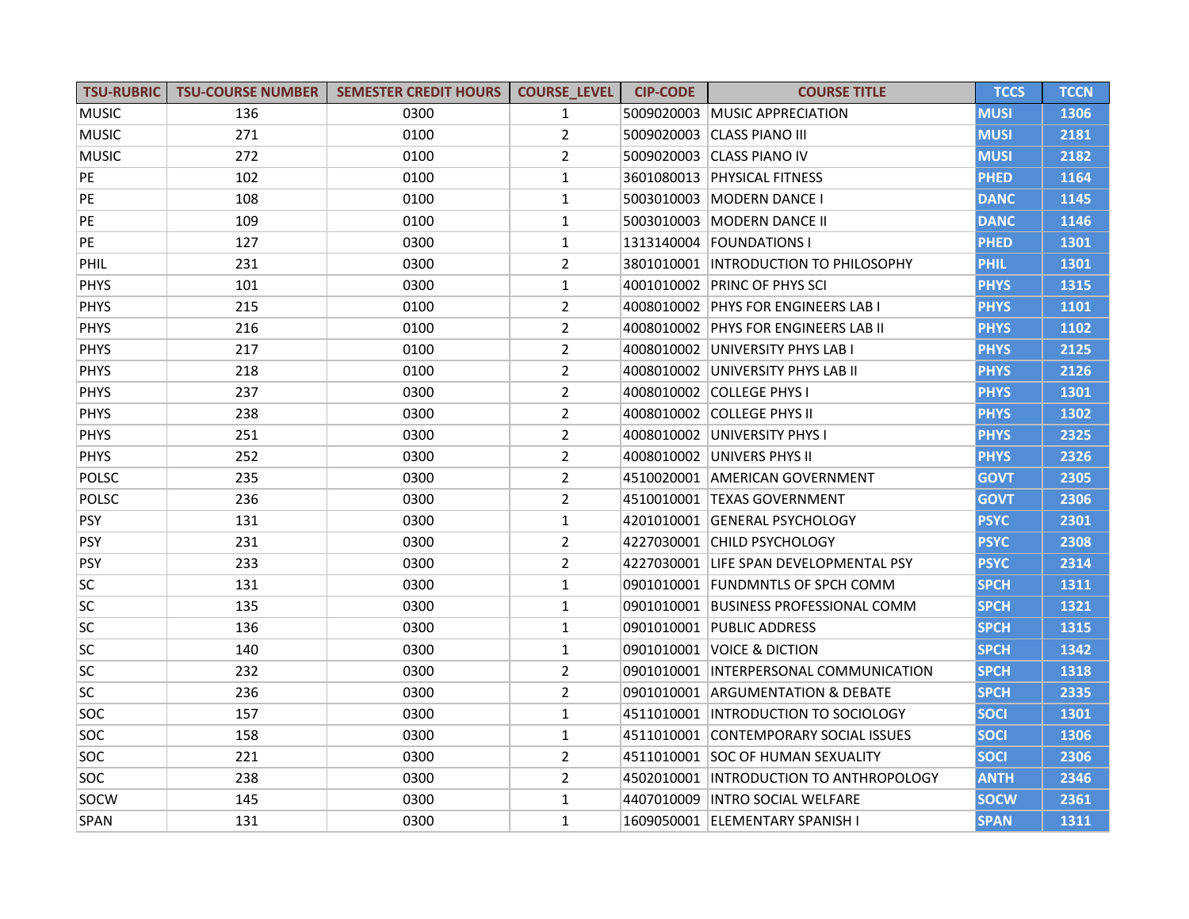| TSU-RUBRIC | TSU-COURSE NUMBER | SEMESTER CREDIT HOURS | COURSE_LEVEL | CIP-CODE | COURSE TITLE | TCCS | TCCN |
|---|---|---|---|---|---|---|---|
| MUSIC | 136 | 0300 | 1 | 5009020003 | MUSIC APPRECIATION | MUSI | 1306 |
| MUSIC | 271 | 0100 | 2 | 5009020003 | CLASS PIANO III | MUSI | 2181 |
| MUSIC | 272 | 0100 | 2 | 5009020003 | CLASS PIANO IV | MUSI | 2182 |
| PE | 102 | 0100 | 1 | 3601080013 | PHYSICAL FITNESS | PHED | 1164 |
| PE | 108 | 0100 | 1 | 5003010003 | MODERN DANCE I | DANC | 1145 |
| PE | 109 | 0100 | 1 | 5003010003 | MODERN DANCE II | DANC | 1146 |
| PE | 127 | 0300 | 1 | 1313140004 | FOUNDATIONS I | PHED | 1301 |
| PHIL | 231 | 0300 | 2 | 3801010001 | INTRODUCTION TO PHILOSOPHY | PHIL | 1301 |
| PHYS | 101 | 0300 | 1 | 4001010002 | PRINC OF PHYS SCI | PHYS | 1315 |
| PHYS | 215 | 0100 | 2 | 4008010002 | PHYS FOR ENGINEERS LAB I | PHYS | 1101 |
| PHYS | 216 | 0100 | 2 | 4008010002 | PHYS FOR ENGINEERS LAB II | PHYS | 1102 |
| PHYS | 217 | 0100 | 2 | 4008010002 | UNIVERSITY PHYS LAB I | PHYS | 2125 |
| PHYS | 218 | 0100 | 2 | 4008010002 | UNIVERSITY PHYS LAB II | PHYS | 2126 |
| PHYS | 237 | 0300 | 2 | 4008010002 | COLLEGE PHYS I | PHYS | 1301 |
| PHYS | 238 | 0300 | 2 | 4008010002 | COLLEGE PHYS II | PHYS | 1302 |
| PHYS | 251 | 0300 | 2 | 4008010002 | UNIVERSITY PHYS I | PHYS | 2325 |
| PHYS | 252 | 0300 | 2 | 4008010002 | UNIVERS PHYS II | PHYS | 2326 |
| POLSC | 235 | 0300 | 2 | 4510020001 | AMERICAN GOVERNMENT | GOVT | 2305 |
| POLSC | 236 | 0300 | 2 | 4510010001 | TEXAS GOVERNMENT | GOVT | 2306 |
| PSY | 131 | 0300 | 1 | 4201010001 | GENERAL PSYCHOLOGY | PSYC | 2301 |
| PSY | 231 | 0300 | 2 | 4227030001 | CHILD PSYCHOLOGY | PSYC | 2308 |
| PSY | 233 | 0300 | 2 | 4227030001 | LIFE SPAN DEVELOPMENTAL PSY | PSYC | 2314 |
| SC | 131 | 0300 | 1 | 0901010001 | FUNDMNTLS OF SPCH COMM | SPCH | 1311 |
| SC | 135 | 0300 | 1 | 0901010001 | BUSINESS PROFESSIONAL COMM | SPCH | 1321 |
| SC | 136 | 0300 | 1 | 0901010001 | PUBLIC ADDRESS | SPCH | 1315 |
| SC | 140 | 0300 | 1 | 0901010001 | VOICE & DICTION | SPCH | 1342 |
| SC | 232 | 0300 | 2 | 0901010001 | INTERPERSONAL COMMUNICATION | SPCH | 1318 |
| SC | 236 | 0300 | 2 | 0901010001 | ARGUMENTATION & DEBATE | SPCH | 2335 |
| SOC | 157 | 0300 | 1 | 4511010001 | INTRODUCTION TO SOCIOLOGY | SOCI | 1301 |
| SOC | 158 | 0300 | 1 | 4511010001 | CONTEMPORARY SOCIAL ISSUES | SOCI | 1306 |
| SOC | 221 | 0300 | 2 | 4511010001 | SOC OF HUMAN SEXUALITY | SOCI | 2306 |
| SOC | 238 | 0300 | 2 | 4502010001 | INTRODUCTION TO ANTHROPOLOGY | ANTH | 2346 |
| SOCW | 145 | 0300 | 1 | 4407010009 | INTRO SOCIAL WELFARE | SOCW | 2361 |
| SPAN | 131 | 0300 | 1 | 1609050001 | ELEMENTARY SPANISH I | SPAN | 1311 |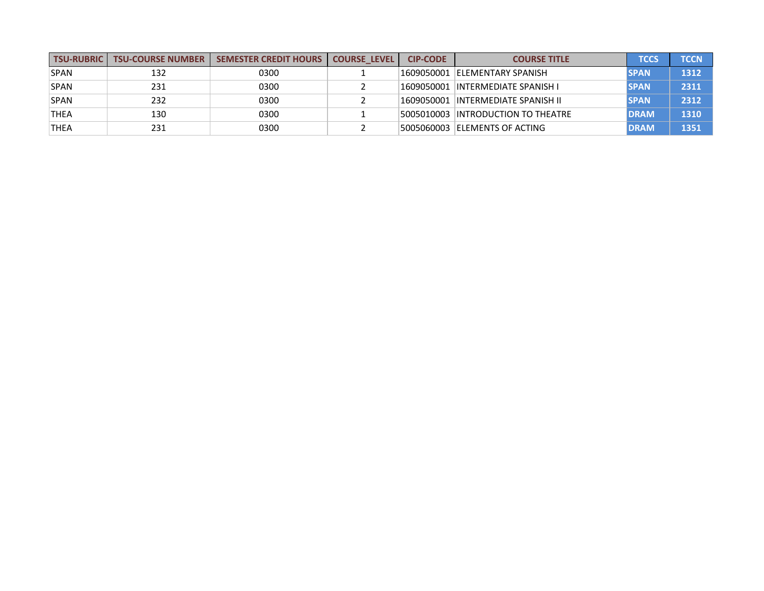| TSU-RUBRIC | TSU-COURSE NUMBER | SEMESTER CREDIT HOURS | COURSE_LEVEL | CIP-CODE | COURSE TITLE | TCCS | TCCN |
|---|---|---|---|---|---|---|---|
| SPAN | 132 | 0300 | 1 | 1609050001 | ELEMENTARY SPANISH | SPAN | 1312 |
| SPAN | 231 | 0300 | 2 | 1609050001 | INTERMEDIATE SPANISH I | SPAN | 2311 |
| SPAN | 232 | 0300 | 2 | 1609050001 | INTERMEDIATE SPANISH II | SPAN | 2312 |
| THEA | 130 | 0300 | 1 | 5005010003 | INTRODUCTION TO THEATRE | DRAM | 1310 |
| THEA | 231 | 0300 | 2 | 5005060003 | ELEMENTS OF ACTING | DRAM | 1351 |